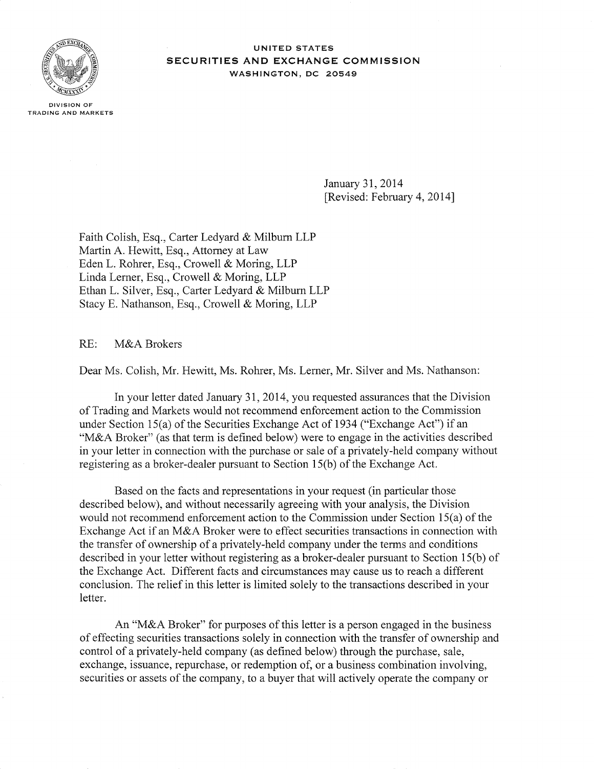UNITED STATES
SECURITIES AND EXCHANGE COMMISSION
WASHINGTON, DC 20549

DIVISION OF
TRADING AND MARKETS

January 31, 2014
[Revised: February 4, 2014]

Faith Colish, Esq., Carter Ledyard & Milburn LLP
Martin A. Hewitt, Esq., Attorney at Law
Eden L. Rohrer, Esq., Crowell & Moring, LLP
Linda Lerner, Esq., Crowell & Moring, LLP
Ethan L. Silver, Esq., Carter Ledyard & Milburn LLP
Stacy E. Nathanson, Esq., Crowell & Moring, LLP

RE: M&A Brokers

Dear Ms. Colish, Mr. Hewitt, Ms. Rohrer, Ms. Lerner, Mr. Silver and Ms. Nathanson:

In your letter dated January 31, 2014, you requested assurances that the Division of Trading and Markets would not recommend enforcement action to the Commission under Section 15(a) of the Securities Exchange Act of 1934 ("Exchange Act") if an "M&A Broker" (as that term is defined below) were to engage in the activities described in your letter in connection with the purchase or sale of a privately-held company without registering as a broker-dealer pursuant to Section 15(b) of the Exchange Act.

Based on the facts and representations in your request (in particular those described below), and without necessarily agreeing with your analysis, the Division would not recommend enforcement action to the Commission under Section 15(a) of the Exchange Act if an M&A Broker were to effect securities transactions in connection with the transfer of ownership of a privately-held company under the terms and conditions described in your letter without registering as a broker-dealer pursuant to Section 15(b) of the Exchange Act. Different facts and circumstances may cause us to reach a different conclusion. The relief in this letter is limited solely to the transactions described in your letter.

An "M&A Broker" for purposes of this letter is a person engaged in the business of effecting securities transactions solely in connection with the transfer of ownership and control of a privately-held company (as defined below) through the purchase, sale, exchange, issuance, repurchase, or redemption of, or a business combination involving, securities or assets of the company, to a buyer that will actively operate the company or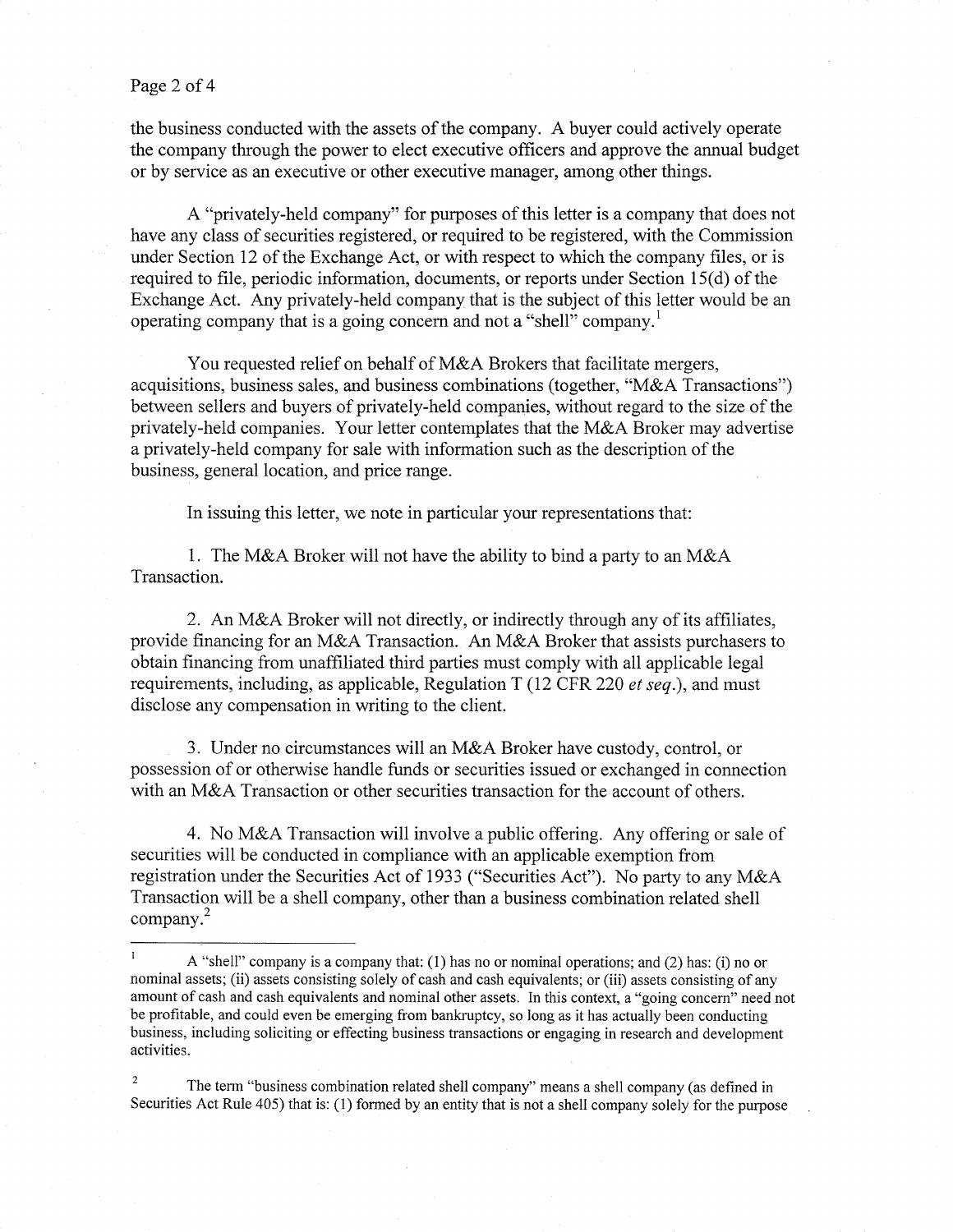the business conducted with the assets of the company. A buyer could actively operate the company through the power to elect executive officers and approve the annual budget or by service as an executive or other executive manager, among other things.

A "privately-held company" for purposes of this letter is a company that does not have any class of securities registered, or required to be registered, with the Commission under Section 12 of the Exchange Act, or with respect to which the company files, or is required to file, periodic information, documents, or reports under Section 15(d) of the Exchange Act. Any privately-held company that is the subject of this letter would be an operating company that is a going concern and not a "shell" company.[1]

You requested relief on behalf of M&A Brokers that facilitate mergers, acquisitions, business sales, and business combinations (together, "M&A Transactions") between sellers and buyers of privately-held companies, without regard to the size of the privately-held companies. Your letter contemplates that the M&A Broker may advertise a privately-held company for sale with information such as the description of the business, general location, and price range.

In issuing this letter, we note in particular your representations that:

1. The M&A Broker will not have the ability to bind a party to an M&A Transaction.

2. An M&A Broker will not directly, or indirectly through any of its affiliates, provide financing for an M&A Transaction. An M&A Broker that assists purchasers to obtain financing from unaffiliated third parties must comply with all applicable legal requirements, including, as applicable, Regulation T (12 CFR 220 *et seq.*), and must disclose any compensation in writing to the client.

3. Under no circumstances will an M&A Broker have custody, control, or possession of or otherwise handle funds or securities issued or exchanged in connection with an M&A Transaction or other securities transaction for the account of others.

4. No M&A Transaction will involve a public offering. Any offering or sale of securities will be conducted in compliance with an applicable exemption from registration under the Securities Act of 1933 ("Securities Act"). No party to any M&A Transaction will be a shell company, other than a business combination related shell company.[2]

---

[1] A "shell" company is a company that: (1) has no or nominal operations; and (2) has: (i) no or nominal assets; (ii) assets consisting solely of cash and cash equivalents; or (iii) assets consisting of any amount of cash and cash equivalents and nominal other assets. In this context, a "going concern" need not be profitable, and could even be emerging from bankruptcy, so long as it has actually been conducting business, including soliciting or effecting business transactions or engaging in research and development activities.

[2] The term "business combination related shell company" means a shell company (as defined in Securities Act Rule 405) that is: (1) formed by an entity that is not a shell company solely for the purpose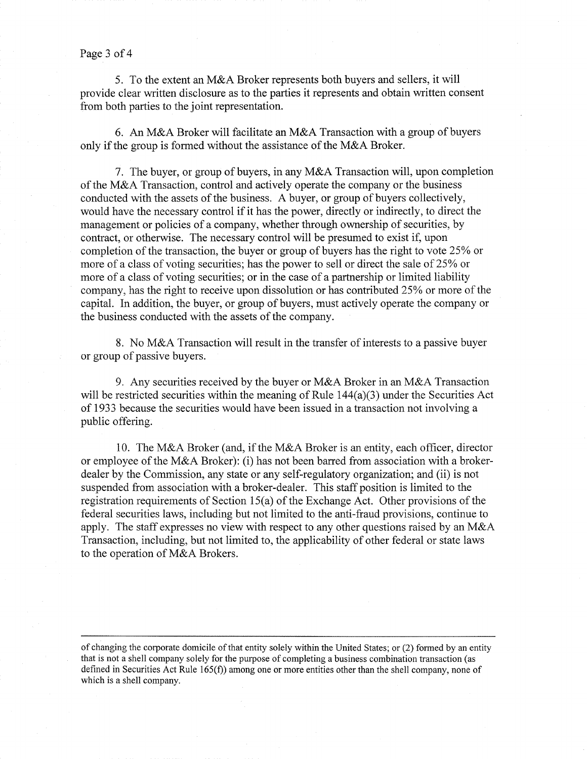5. To the extent an M&A Broker represents both buyers and sellers, it will provide clear written disclosure as to the parties it represents and obtain written consent from both parties to the joint representation.

6. An M&A Broker will facilitate an M&A Transaction with a group of buyers only if the group is formed without the assistance of the M&A Broker.

7. The buyer, or group of buyers, in any M&A Transaction will, upon completion of the M&A Transaction, control and actively operate the company or the business conducted with the assets of the business. A buyer, or group of buyers collectively, would have the necessary control if it has the power, directly or indirectly, to direct the management or policies of a company, whether through ownership of securities, by contract, or otherwise. The necessary control will be presumed to exist if, upon completion of the transaction, the buyer or group of buyers has the right to vote 25% or more of a class of voting securities; has the power to sell or direct the sale of 25% or more of a class of voting securities; or in the case of a partnership or limited liability company, has the right to receive upon dissolution or has contributed 25% or more of the capital. In addition, the buyer, or group of buyers, must actively operate the company or the business conducted with the assets of the company.

8. No M&A Transaction will result in the transfer of interests to a passive buyer or group of passive buyers.

9. Any securities received by the buyer or M&A Broker in an M&A Transaction will be restricted securities within the meaning of Rule 144(a)(3) under the Securities Act of 1933 because the securities would have been issued in a transaction not involving a public offering.

10. The M&A Broker (and, if the M&A Broker is an entity, each officer, director or employee of the M&A Broker): (i) has not been barred from association with a broker-dealer by the Commission, any state or any self-regulatory organization; and (ii) is not suspended from association with a broker-dealer. This staff position is limited to the registration requirements of Section 15(a) of the Exchange Act. Other provisions of the federal securities laws, including but not limited to the anti-fraud provisions, continue to apply. The staff expresses no view with respect to any other questions raised by an M&A Transaction, including, but not limited to, the applicability of other federal or state laws to the operation of M&A Brokers.

---

of changing the corporate domicile of that entity solely within the United States; or (2) formed by an entity that is not a shell company solely for the purpose of completing a business combination transaction (as defined in Securities Act Rule 165(f)) among one or more entities other than the shell company, none of which is a shell company.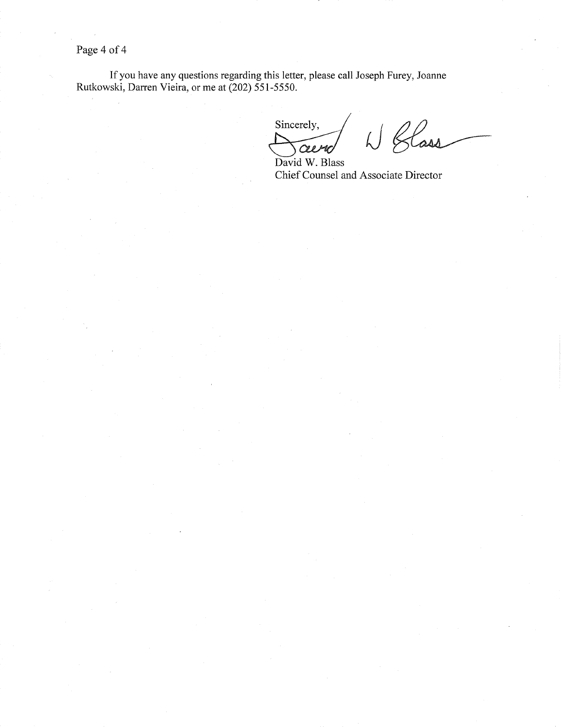If you have any questions regarding this letter, please call Joseph Furey, Joanne Rutkowski, Darren Vieira, or me at (202) 551-5550.

Sincerely,

David W. Blass
Chief Counsel and Associate Director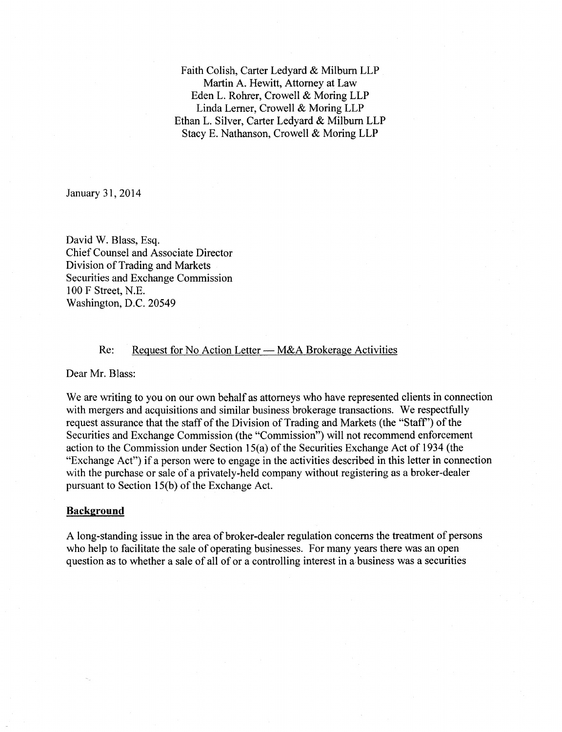Faith Colish, Carter Ledyard & Milburn LLP
Martin A. Hewitt, Attorney at Law
Eden L. Rohrer, Crowell & Moring LLP
Linda Lerner, Crowell & Moring LLP
Ethan L. Silver, Carter Ledyard & Milburn LLP
Stacy E. Nathanson, Crowell & Moring LLP

January 31, 2014

David W. Blass, Esq.
Chief Counsel and Associate Director
Division of Trading and Markets
Securities and Exchange Commission
100 F Street, N.E.
Washington, D.C. 20549

Re: Request for No Action Letter — M&A Brokerage Activities

Dear Mr. Blass:

We are writing to you on our own behalf as attorneys who have represented clients in connection with mergers and acquisitions and similar business brokerage transactions. We respectfully request assurance that the staff of the Division of Trading and Markets (the "Staff") of the Securities and Exchange Commission (the "Commission") will not recommend enforcement action to the Commission under Section 15(a) of the Securities Exchange Act of 1934 (the "Exchange Act") if a person were to engage in the activities described in this letter in connection with the purchase or sale of a privately-held company without registering as a broker-dealer pursuant to Section 15(b) of the Exchange Act.

**Background**

A long-standing issue in the area of broker-dealer regulation concerns the treatment of persons who help to facilitate the sale of operating businesses. For many years there was an open question as to whether a sale of all of or a controlling interest in a business was a securities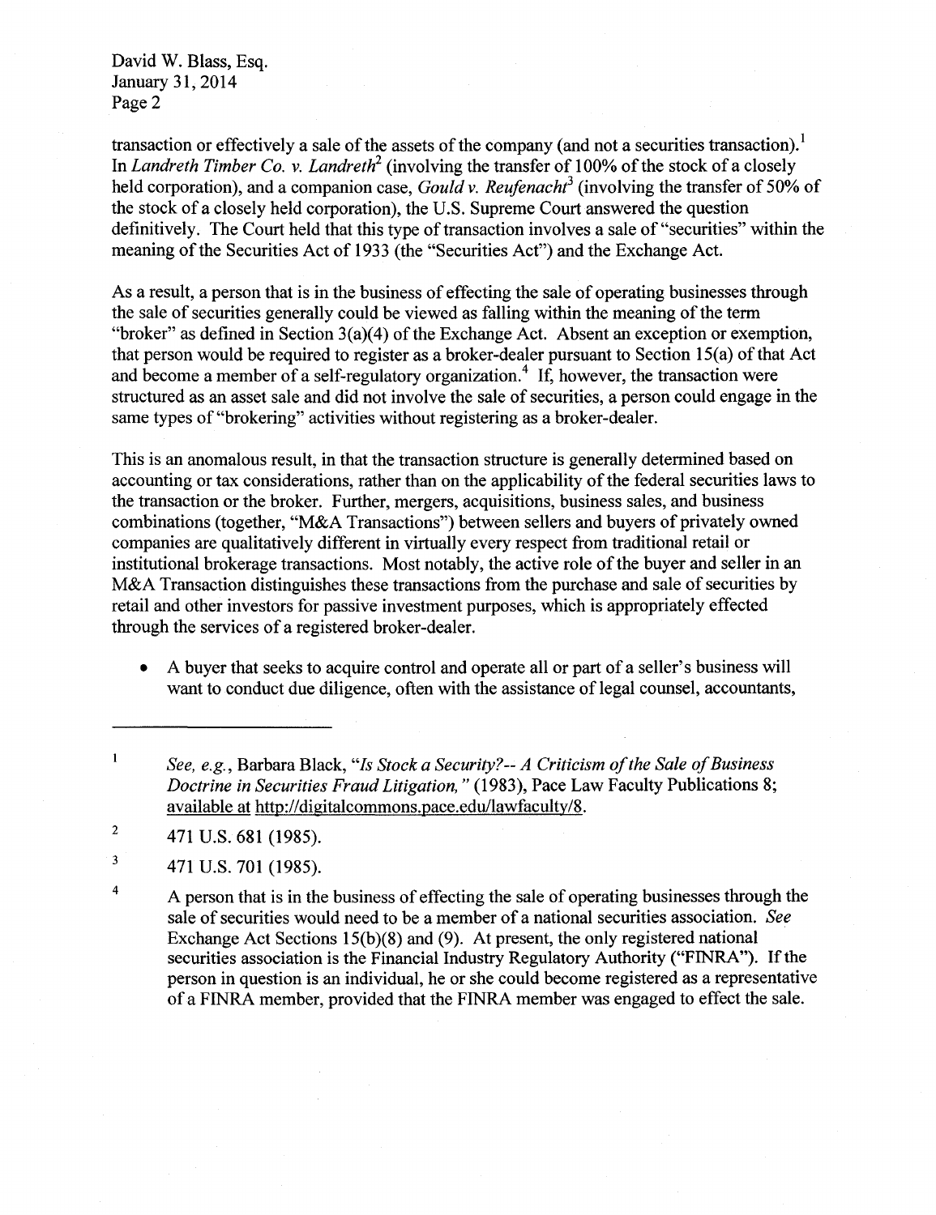transaction or effectively a sale of the assets of the company (and not a securities transaction).[1] In *Landreth Timber Co. v. Landreth*[2] (involving the transfer of 100% of the stock of a closely held corporation), and a companion case, *Gould v. Reufenacht*[3] (involving the transfer of 50% of the stock of a closely held corporation), the U.S. Supreme Court answered the question definitively. The Court held that this type of transaction involves a sale of "securities" within the meaning of the Securities Act of 1933 (the "Securities Act") and the Exchange Act.

As a result, a person that is in the business of effecting the sale of operating businesses through the sale of securities generally could be viewed as falling within the meaning of the term "broker" as defined in Section 3(a)(4) of the Exchange Act. Absent an exception or exemption, that person would be required to register as a broker-dealer pursuant to Section 15(a) of that Act and become a member of a self-regulatory organization.[4] If, however, the transaction were structured as an asset sale and did not involve the sale of securities, a person could engage in the same types of "brokering" activities without registering as a broker-dealer.

This is an anomalous result, in that the transaction structure is generally determined based on accounting or tax considerations, rather than on the applicability of the federal securities laws to the transaction or the broker. Further, mergers, acquisitions, business sales, and business combinations (together, "M&A Transactions") between sellers and buyers of privately owned companies are qualitatively different in virtually every respect from traditional retail or institutional brokerage transactions. Most notably, the active role of the buyer and seller in an M&A Transaction distinguishes these transactions from the purchase and sale of securities by retail and other investors for passive investment purposes, which is appropriately effected through the services of a registered broker-dealer.

- A buyer that seeks to acquire control and operate all or part of a seller's business will want to conduct due diligence, often with the assistance of legal counsel, accountants,

---

[1] *See, e.g.*, Barbara Black, *"Is Stock a Security?-- A Criticism of the Sale of Business Doctrine in Securities Fraud Litigation,"* (1983), Pace Law Faculty Publications 8; available at http://digitalcommons.pace.edu/lawfaculty/8.

[2] 471 U.S. 681 (1985).

[3] 471 U.S. 701 (1985).

[4] A person that is in the business of effecting the sale of operating businesses through the sale of securities would need to be a member of a national securities association. *See* Exchange Act Sections 15(b)(8) and (9). At present, the only registered national securities association is the Financial Industry Regulatory Authority ("FINRA"). If the person in question is an individual, he or she could become registered as a representative of a FINRA member, provided that the FINRA member was engaged to effect the sale.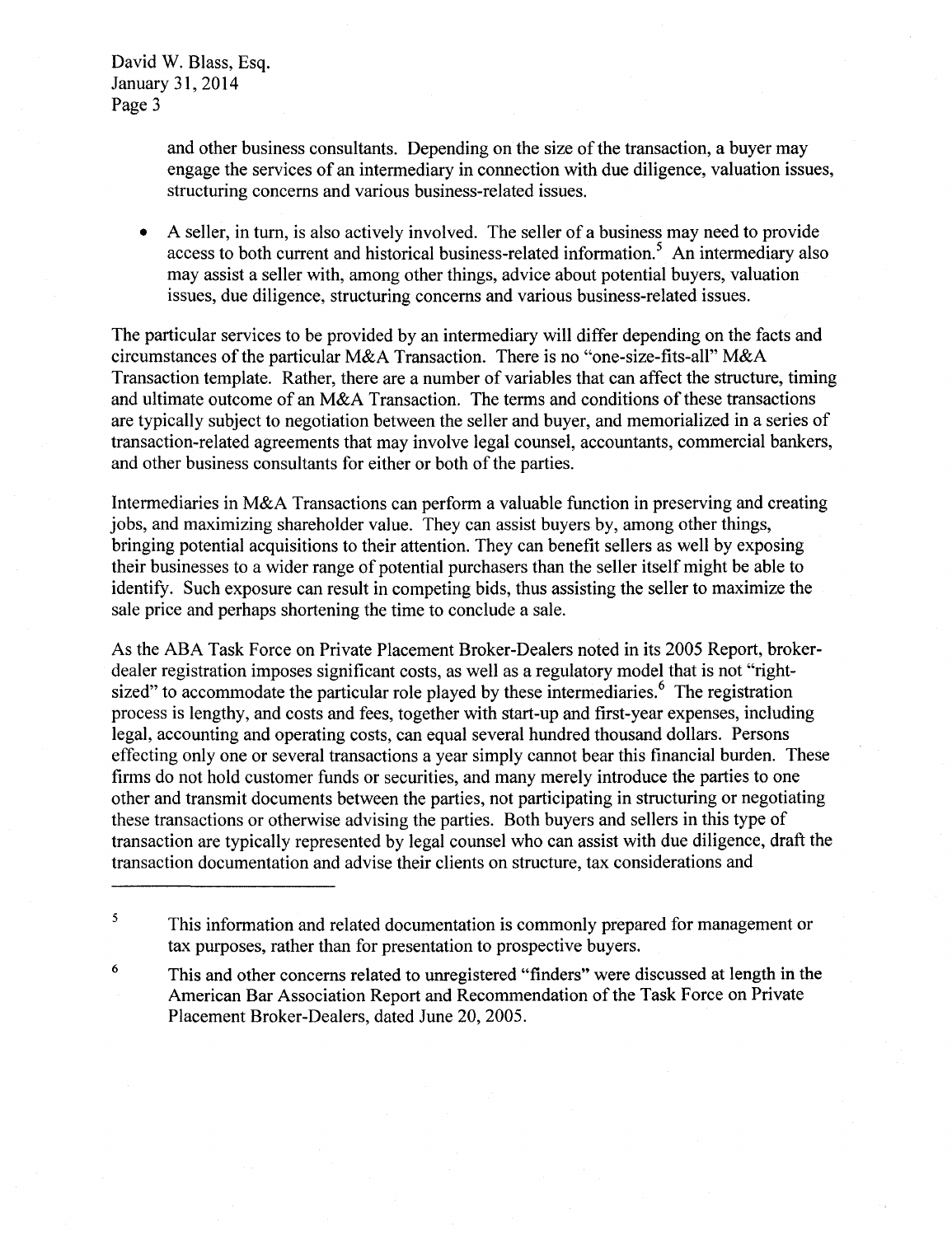and other business consultants. Depending on the size of the transaction, a buyer may engage the services of an intermediary in connection with due diligence, valuation issues, structuring concerns and various business-related issues.

- A seller, in turn, is also actively involved. The seller of a business may need to provide access to both current and historical business-related information.[5] An intermediary also may assist a seller with, among other things, advice about potential buyers, valuation issues, due diligence, structuring concerns and various business-related issues.

The particular services to be provided by an intermediary will differ depending on the facts and circumstances of the particular M&A Transaction. There is no "one-size-fits-all" M&A Transaction template. Rather, there are a number of variables that can affect the structure, timing and ultimate outcome of an M&A Transaction. The terms and conditions of these transactions are typically subject to negotiation between the seller and buyer, and memorialized in a series of transaction-related agreements that may involve legal counsel, accountants, commercial bankers, and other business consultants for either or both of the parties.

Intermediaries in M&A Transactions can perform a valuable function in preserving and creating jobs, and maximizing shareholder value. They can assist buyers by, among other things, bringing potential acquisitions to their attention. They can benefit sellers as well by exposing their businesses to a wider range of potential purchasers than the seller itself might be able to identify. Such exposure can result in competing bids, thus assisting the seller to maximize the sale price and perhaps shortening the time to conclude a sale.

As the ABA Task Force on Private Placement Broker-Dealers noted in its 2005 Report, broker-dealer registration imposes significant costs, as well as a regulatory model that is not "right-sized" to accommodate the particular role played by these intermediaries.[6] The registration process is lengthy, and costs and fees, together with start-up and first-year expenses, including legal, accounting and operating costs, can equal several hundred thousand dollars. Persons effecting only one or several transactions a year simply cannot bear this financial burden. These firms do not hold customer funds or securities, and many merely introduce the parties to one other and transmit documents between the parties, not participating in structuring or negotiating these transactions or otherwise advising the parties. Both buyers and sellers in this type of transaction are typically represented by legal counsel who can assist with due diligence, draft the transaction documentation and advise their clients on structure, tax considerations and

---

[5] This information and related documentation is commonly prepared for management or tax purposes, rather than for presentation to prospective buyers.

[6] This and other concerns related to unregistered "finders" were discussed at length in the American Bar Association Report and Recommendation of the Task Force on Private Placement Broker-Dealers, dated June 20, 2005.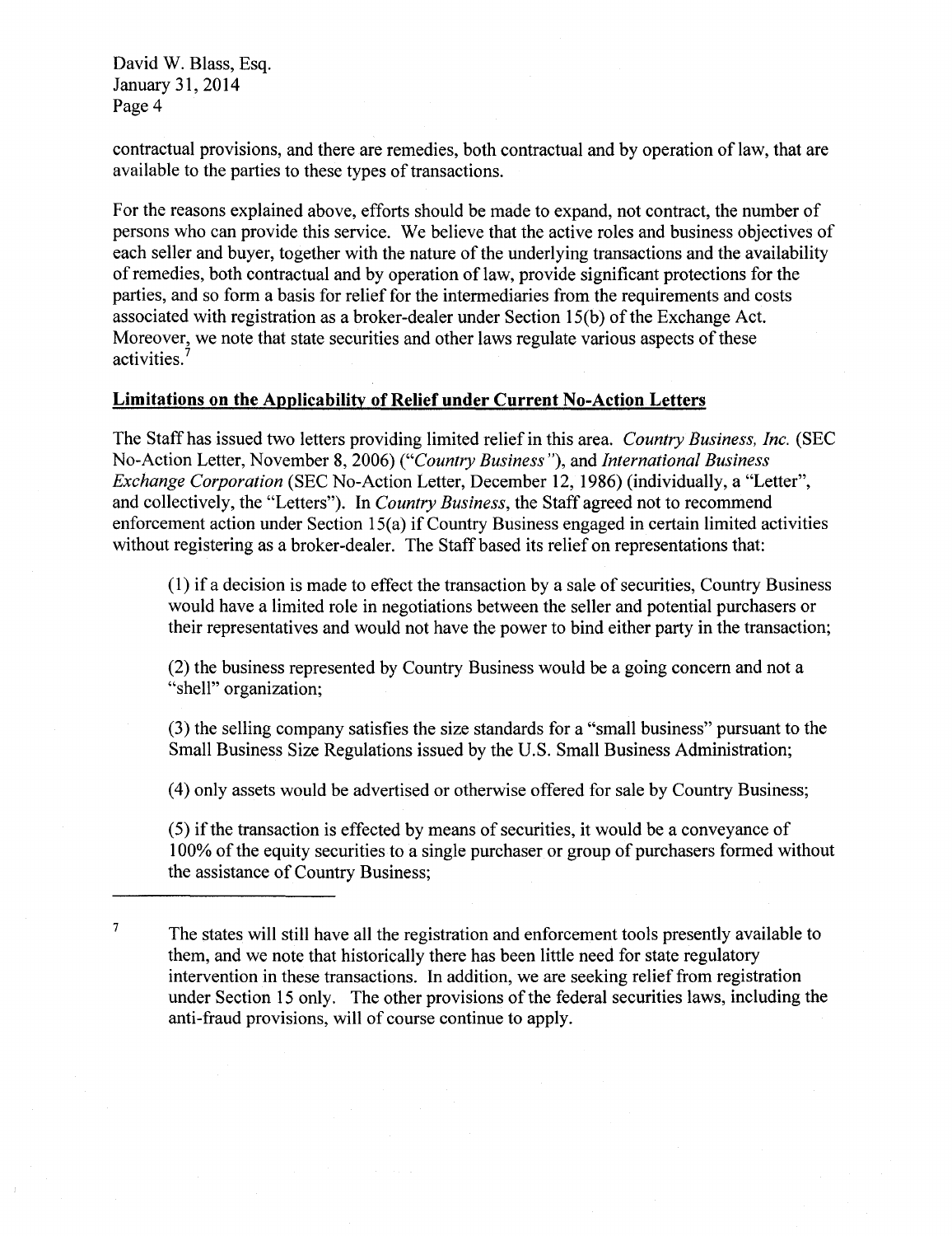contractual provisions, and there are remedies, both contractual and by operation of law, that are available to the parties to these types of transactions.

For the reasons explained above, efforts should be made to expand, not contract, the number of persons who can provide this service. We believe that the active roles and business objectives of each seller and buyer, together with the nature of the underlying transactions and the availability of remedies, both contractual and by operation of law, provide significant protections for the parties, and so form a basis for relief for the intermediaries from the requirements and costs associated with registration as a broker-dealer under Section 15(b) of the Exchange Act. Moreover, we note that state securities and other laws regulate various aspects of these activities.[7]

## Limitations on the Applicability of Relief under Current No-Action Letters

The Staff has issued two letters providing limited relief in this area. *Country Business, Inc.* (SEC No-Action Letter, November 8, 2006) ("*Country Business*"), and *International Business Exchange Corporation* (SEC No-Action Letter, December 12, 1986) (individually, a "Letter", and collectively, the "Letters"). In *Country Business*, the Staff agreed not to recommend enforcement action under Section 15(a) if Country Business engaged in certain limited activities without registering as a broker-dealer. The Staff based its relief on representations that:

(1) if a decision is made to effect the transaction by a sale of securities, Country Business would have a limited role in negotiations between the seller and potential purchasers or their representatives and would not have the power to bind either party in the transaction;

(2) the business represented by Country Business would be a going concern and not a "shell" organization;

(3) the selling company satisfies the size standards for a "small business" pursuant to the Small Business Size Regulations issued by the U.S. Small Business Administration;

(4) only assets would be advertised or otherwise offered for sale by Country Business;

(5) if the transaction is effected by means of securities, it would be a conveyance of 100% of the equity securities to a single purchaser or group of purchasers formed without the assistance of Country Business;

---

[7] The states will still have all the registration and enforcement tools presently available to them, and we note that historically there has been little need for state regulatory intervention in these transactions. In addition, we are seeking relief from registration under Section 15 only. The other provisions of the federal securities laws, including the anti-fraud provisions, will of course continue to apply.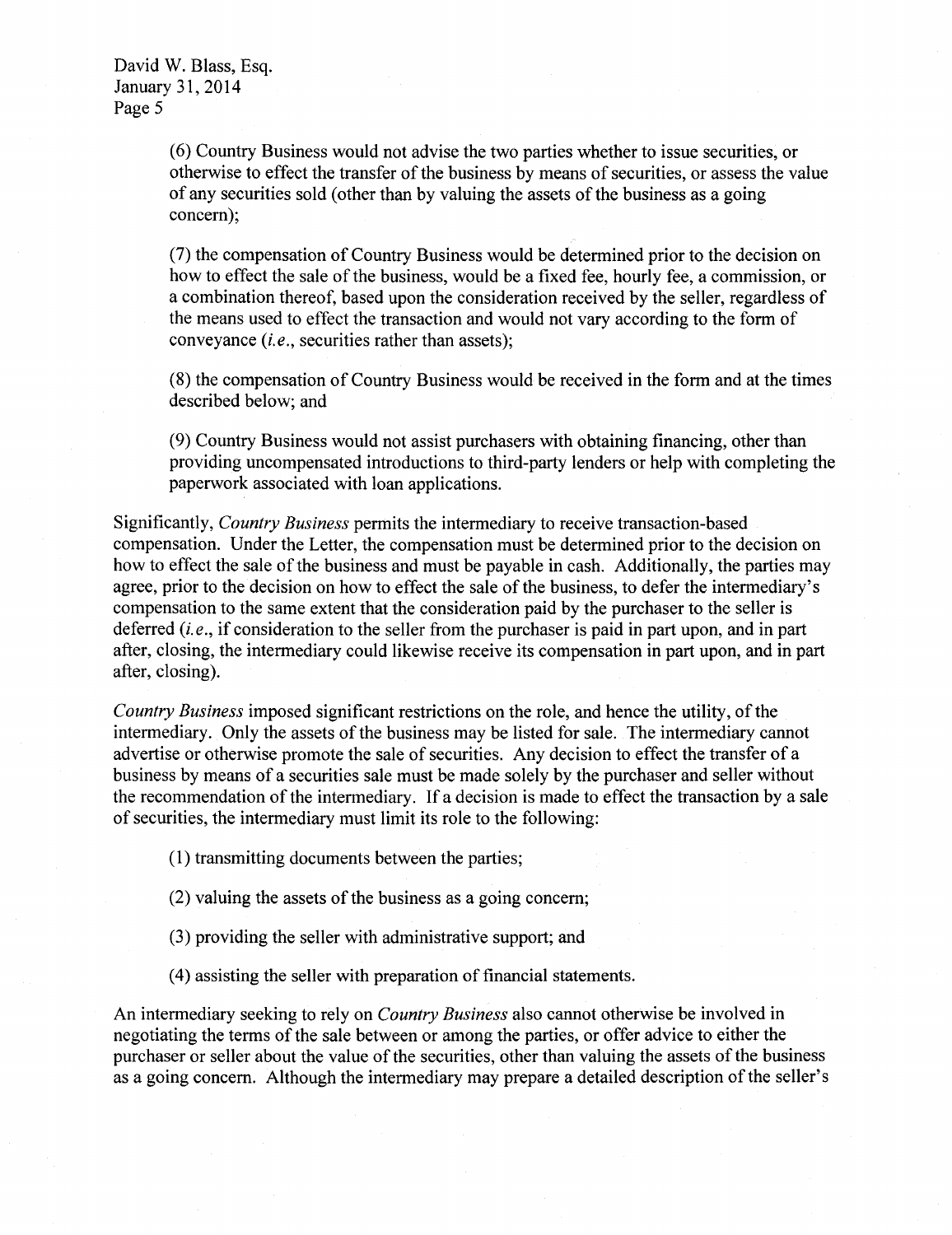(6) Country Business would not advise the two parties whether to issue securities, or otherwise to effect the transfer of the business by means of securities, or assess the value of any securities sold (other than by valuing the assets of the business as a going concern);

(7) the compensation of Country Business would be determined prior to the decision on how to effect the sale of the business, would be a fixed fee, hourly fee, a commission, or a combination thereof, based upon the consideration received by the seller, regardless of the means used to effect the transaction and would not vary according to the form of conveyance (*i.e.*, securities rather than assets);

(8) the compensation of Country Business would be received in the form and at the times described below; and

(9) Country Business would not assist purchasers with obtaining financing, other than providing uncompensated introductions to third-party lenders or help with completing the paperwork associated with loan applications.

Significantly, *Country Business* permits the intermediary to receive transaction-based compensation. Under the Letter, the compensation must be determined prior to the decision on how to effect the sale of the business and must be payable in cash. Additionally, the parties may agree, prior to the decision on how to effect the sale of the business, to defer the intermediary's compensation to the same extent that the consideration paid by the purchaser to the seller is deferred (*i.e.*, if consideration to the seller from the purchaser is paid in part upon, and in part after, closing, the intermediary could likewise receive its compensation in part upon, and in part after, closing).

*Country Business* imposed significant restrictions on the role, and hence the utility, of the intermediary. Only the assets of the business may be listed for sale. The intermediary cannot advertise or otherwise promote the sale of securities. Any decision to effect the transfer of a business by means of a securities sale must be made solely by the purchaser and seller without the recommendation of the intermediary. If a decision is made to effect the transaction by a sale of securities, the intermediary must limit its role to the following:

(1) transmitting documents between the parties;

(2) valuing the assets of the business as a going concern;

(3) providing the seller with administrative support; and

(4) assisting the seller with preparation of financial statements.

An intermediary seeking to rely on *Country Business* also cannot otherwise be involved in negotiating the terms of the sale between or among the parties, or offer advice to either the purchaser or seller about the value of the securities, other than valuing the assets of the business as a going concern. Although the intermediary may prepare a detailed description of the seller's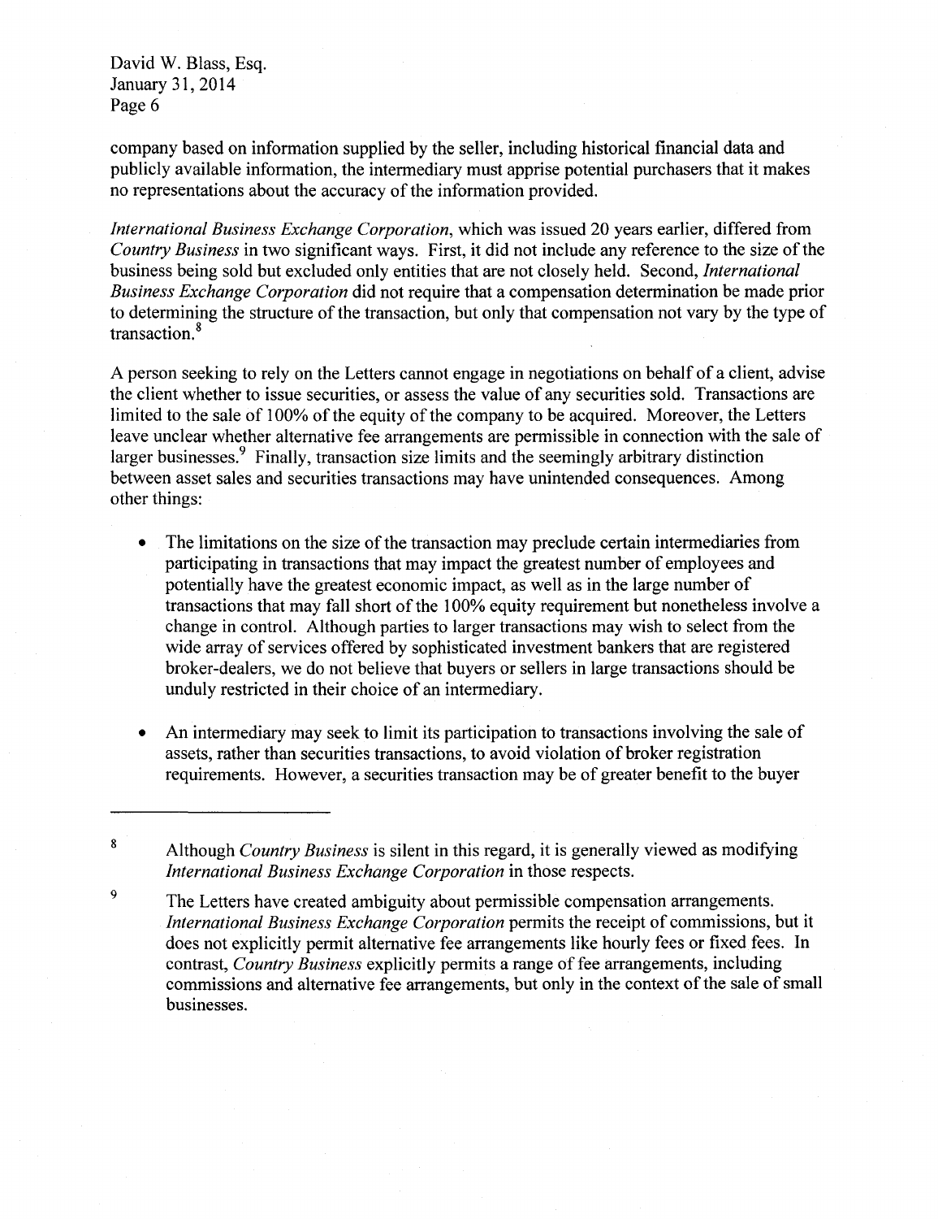company based on information supplied by the seller, including historical financial data and publicly available information, the intermediary must apprise potential purchasers that it makes no representations about the accuracy of the information provided.

*International Business Exchange Corporation*, which was issued 20 years earlier, differed from *Country Business* in two significant ways. First, it did not include any reference to the size of the business being sold but excluded only entities that are not closely held. Second, *International Business Exchange Corporation* did not require that a compensation determination be made prior to determining the structure of the transaction, but only that compensation not vary by the type of transaction.[8]

A person seeking to rely on the Letters cannot engage in negotiations on behalf of a client, advise the client whether to issue securities, or assess the value of any securities sold. Transactions are limited to the sale of 100% of the equity of the company to be acquired. Moreover, the Letters leave unclear whether alternative fee arrangements are permissible in connection with the sale of larger businesses.[9] Finally, transaction size limits and the seemingly arbitrary distinction between asset sales and securities transactions may have unintended consequences. Among other things:

- The limitations on the size of the transaction may preclude certain intermediaries from participating in transactions that may impact the greatest number of employees and potentially have the greatest economic impact, as well as in the large number of transactions that may fall short of the 100% equity requirement but nonetheless involve a change in control. Although parties to larger transactions may wish to select from the wide array of services offered by sophisticated investment bankers that are registered broker-dealers, we do not believe that buyers or sellers in large transactions should be unduly restricted in their choice of an intermediary.

- An intermediary may seek to limit its participation to transactions involving the sale of assets, rather than securities transactions, to avoid violation of broker registration requirements. However, a securities transaction may be of greater benefit to the buyer

---

[8] Although *Country Business* is silent in this regard, it is generally viewed as modifying *International Business Exchange Corporation* in those respects.

[9] The Letters have created ambiguity about permissible compensation arrangements. *International Business Exchange Corporation* permits the receipt of commissions, but it does not explicitly permit alternative fee arrangements like hourly fees or fixed fees. In contrast, *Country Business* explicitly permits a range of fee arrangements, including commissions and alternative fee arrangements, but only in the context of the sale of small businesses.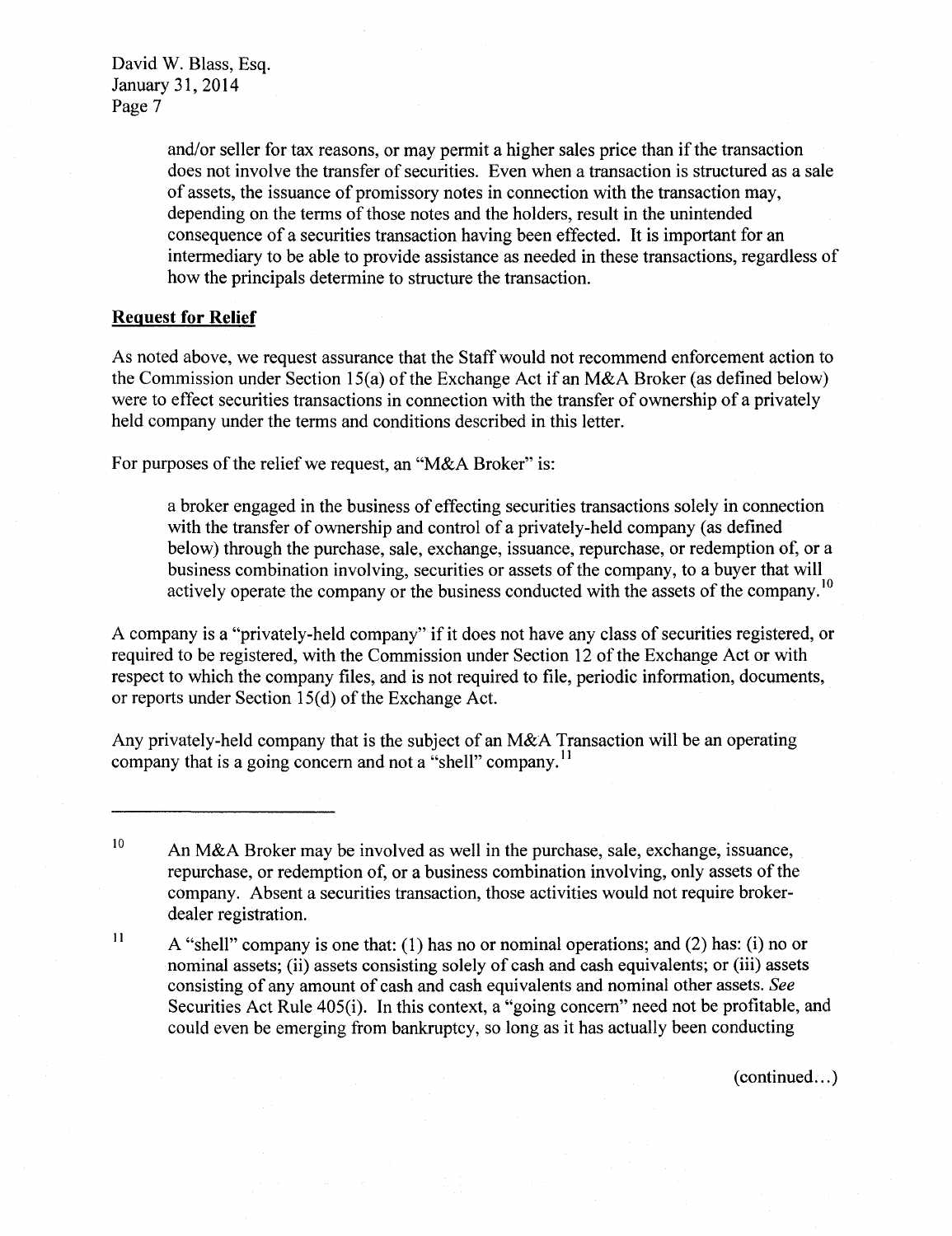and/or seller for tax reasons, or may permit a higher sales price than if the transaction does not involve the transfer of securities. Even when a transaction is structured as a sale of assets, the issuance of promissory notes in connection with the transaction may, depending on the terms of those notes and the holders, result in the unintended consequence of a securities transaction having been effected. It is important for an intermediary to be able to provide assistance as needed in these transactions, regardless of how the principals determine to structure the transaction.

## Request for Relief

As noted above, we request assurance that the Staff would not recommend enforcement action to the Commission under Section 15(a) of the Exchange Act if an M&A Broker (as defined below) were to effect securities transactions in connection with the transfer of ownership of a privately held company under the terms and conditions described in this letter.

For purposes of the relief we request, an "M&A Broker" is:

> a broker engaged in the business of effecting securities transactions solely in connection with the transfer of ownership and control of a privately-held company (as defined below) through the purchase, sale, exchange, issuance, repurchase, or redemption of, or a business combination involving, securities or assets of the company, to a buyer that will actively operate the company or the business conducted with the assets of the company.[10]

A company is a "privately-held company" if it does not have any class of securities registered, or required to be registered, with the Commission under Section 12 of the Exchange Act or with respect to which the company files, and is not required to file, periodic information, documents, or reports under Section 15(d) of the Exchange Act.

Any privately-held company that is the subject of an M&A Transaction will be an operating company that is a going concern and not a "shell" company.[11]

---

[10] An M&A Broker may be involved as well in the purchase, sale, exchange, issuance, repurchase, or redemption of, or a business combination involving, only assets of the company. Absent a securities transaction, those activities would not require broker-dealer registration.

[11] A "shell" company is one that: (1) has no or nominal operations; and (2) has: (i) no or nominal assets; (ii) assets consisting solely of cash and cash equivalents; or (iii) assets consisting of any amount of cash and cash equivalents and nominal other assets. *See* Securities Act Rule 405(i). In this context, a "going concern" need not be profitable, and could even be emerging from bankruptcy, so long as it has actually been conducting

(continued...)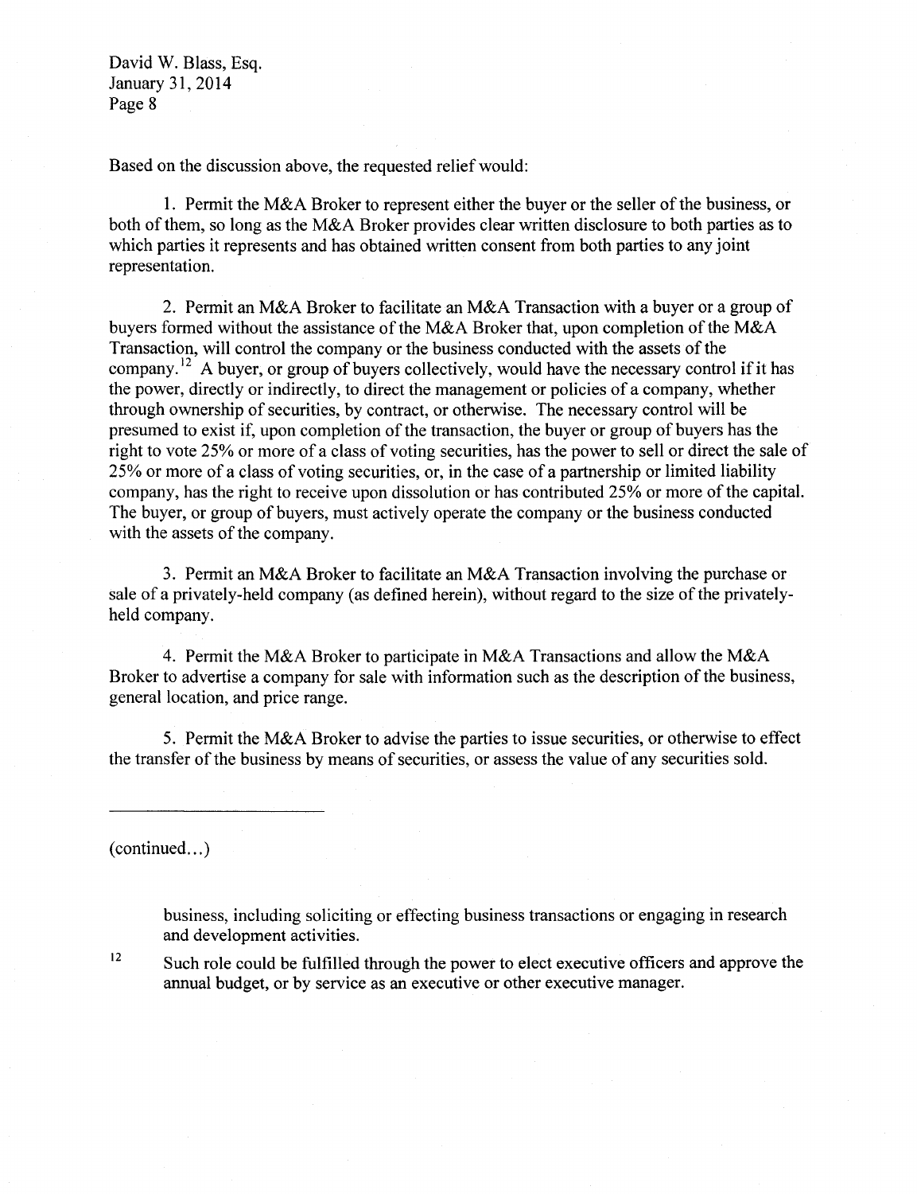Based on the discussion above, the requested relief would:

1. Permit the M&A Broker to represent either the buyer or the seller of the business, or both of them, so long as the M&A Broker provides clear written disclosure to both parties as to which parties it represents and has obtained written consent from both parties to any joint representation.

2. Permit an M&A Broker to facilitate an M&A Transaction with a buyer or a group of buyers formed without the assistance of the M&A Broker that, upon completion of the M&A Transaction, will control the company or the business conducted with the assets of the company.[12] A buyer, or group of buyers collectively, would have the necessary control if it has the power, directly or indirectly, to direct the management or policies of a company, whether through ownership of securities, by contract, or otherwise. The necessary control will be presumed to exist if, upon completion of the transaction, the buyer or group of buyers has the right to vote 25% or more of a class of voting securities, has the power to sell or direct the sale of 25% or more of a class of voting securities, or, in the case of a partnership or limited liability company, has the right to receive upon dissolution or has contributed 25% or more of the capital. The buyer, or group of buyers, must actively operate the company or the business conducted with the assets of the company.

3. Permit an M&A Broker to facilitate an M&A Transaction involving the purchase or sale of a privately-held company (as defined herein), without regard to the size of the privately-held company.

4. Permit the M&A Broker to participate in M&A Transactions and allow the M&A Broker to advertise a company for sale with information such as the description of the business, general location, and price range.

5. Permit the M&A Broker to advise the parties to issue securities, or otherwise to effect the transfer of the business by means of securities, or assess the value of any securities sold.

---

(continued...)

business, including soliciting or effecting business transactions or engaging in research and development activities.

[12] Such role could be fulfilled through the power to elect executive officers and approve the annual budget, or by service as an executive or other executive manager.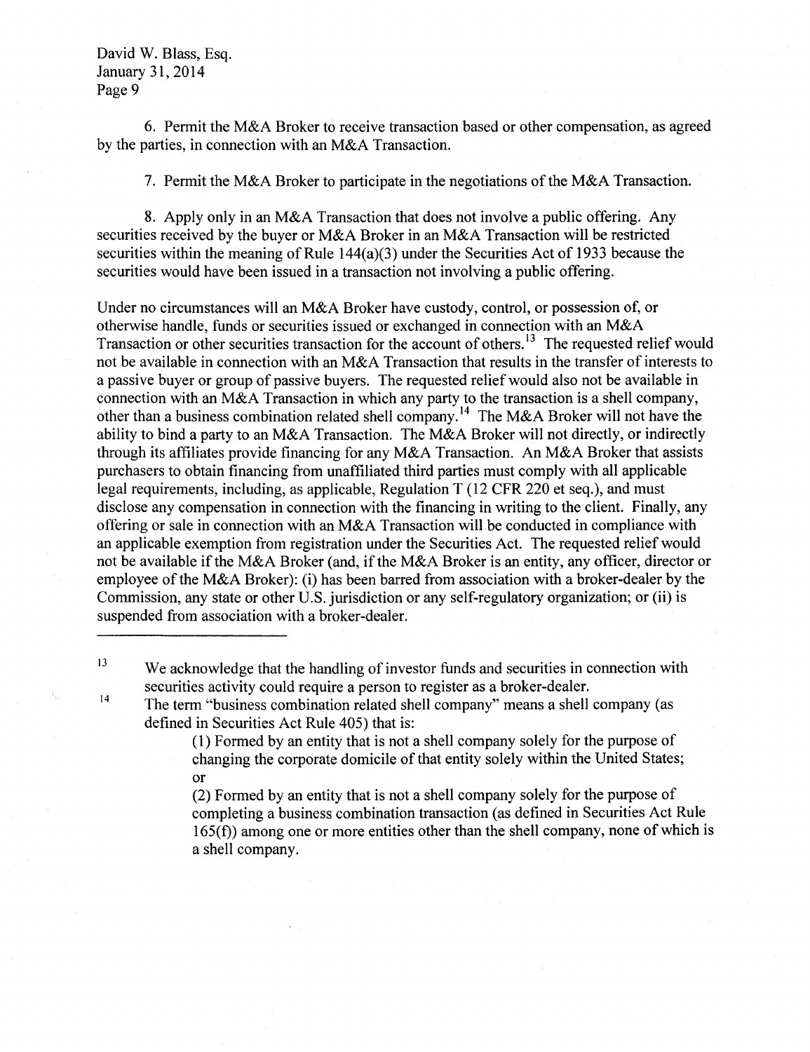6. Permit the M&A Broker to receive transaction based or other compensation, as agreed by the parties, in connection with an M&A Transaction.

7. Permit the M&A Broker to participate in the negotiations of the M&A Transaction.

8. Apply only in an M&A Transaction that does not involve a public offering. Any securities received by the buyer or M&A Broker in an M&A Transaction will be restricted securities within the meaning of Rule 144(a)(3) under the Securities Act of 1933 because the securities would have been issued in a transaction not involving a public offering.

Under no circumstances will an M&A Broker have custody, control, or possession of, or otherwise handle, funds or securities issued or exchanged in connection with an M&A Transaction or other securities transaction for the account of others.[13] The requested relief would not be available in connection with an M&A Transaction that results in the transfer of interests to a passive buyer or group of passive buyers. The requested relief would also not be available in connection with an M&A Transaction in which any party to the transaction is a shell company, other than a business combination related shell company.[14] The M&A Broker will not have the ability to bind a party to an M&A Transaction. The M&A Broker will not directly, or indirectly through its affiliates provide financing for any M&A Transaction. An M&A Broker that assists purchasers to obtain financing from unaffiliated third parties must comply with all applicable legal requirements, including, as applicable, Regulation T (12 CFR 220 et seq.), and must disclose any compensation in connection with the financing in writing to the client. Finally, any offering or sale in connection with an M&A Transaction will be conducted in compliance with an applicable exemption from registration under the Securities Act. The requested relief would not be available if the M&A Broker (and, if the M&A Broker is an entity, any officer, director or employee of the M&A Broker): (i) has been barred from association with a broker-dealer by the Commission, any state or other U.S. jurisdiction or any self-regulatory organization; or (ii) is suspended from association with a broker-dealer.

---

[13] We acknowledge that the handling of investor funds and securities in connection with securities activity could require a person to register as a broker-dealer.

[14] The term "business combination related shell company" means a shell company (as defined in Securities Act Rule 405) that is:

> (1) Formed by an entity that is not a shell company solely for the purpose of changing the corporate domicile of that entity solely within the United States; or
>
> (2) Formed by an entity that is not a shell company solely for the purpose of completing a business combination transaction (as defined in Securities Act Rule 165(f)) among one or more entities other than the shell company, none of which is a shell company.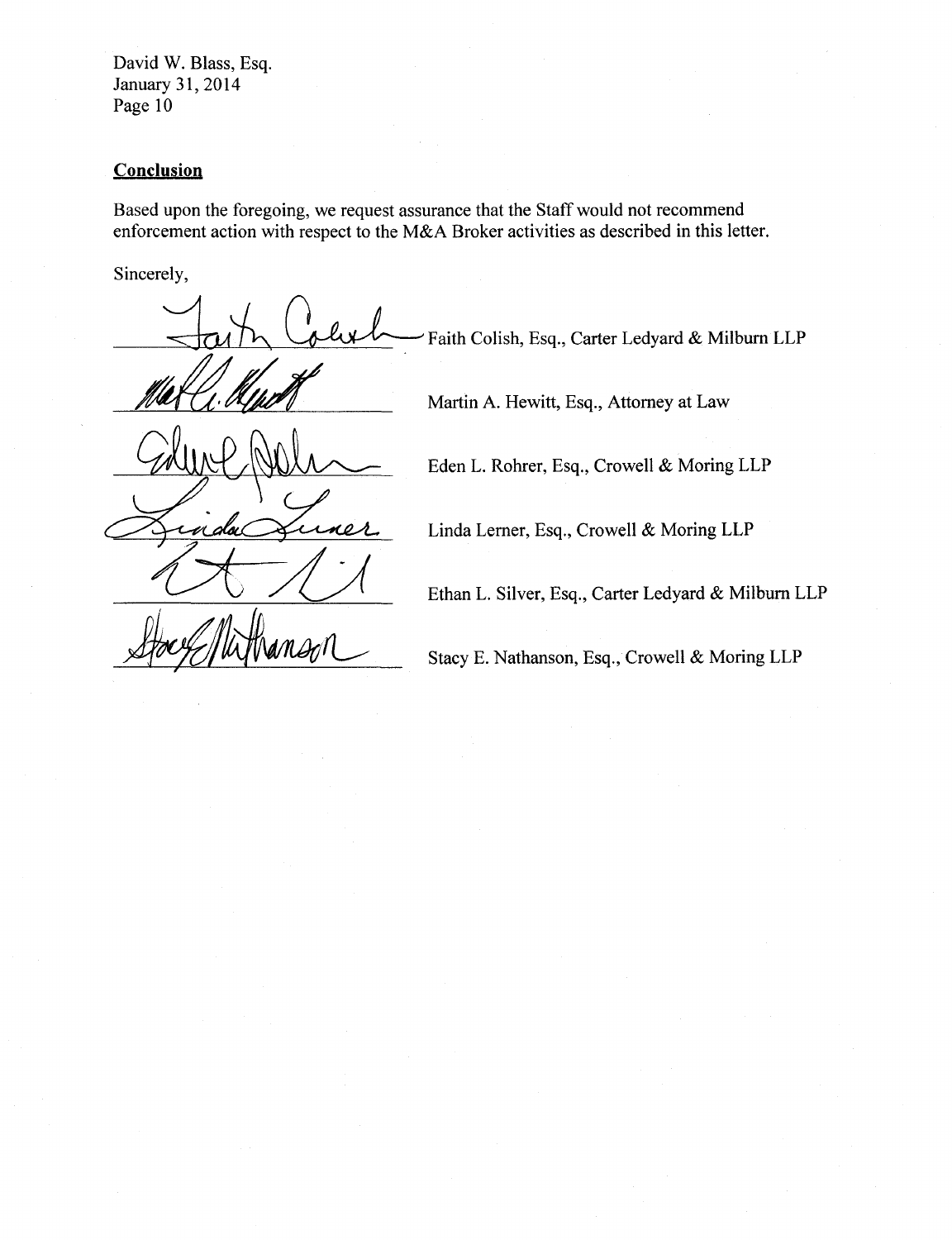David W. Blass, Esq.
January 31, 2014

## Conclusion

Based upon the foregoing, we request assurance that the Staff would not recommend enforcement action with respect to the M&A Broker activities as described in this letter.

Sincerely,

Faith Colish, Esq., Carter Ledyard & Milburn LLP

Martin A. Hewitt, Esq., Attorney at Law

Eden L. Rohrer, Esq., Crowell & Moring LLP

Linda Lerner, Esq., Crowell & Moring LLP

Ethan L. Silver, Esq., Carter Ledyard & Milburn LLP

Stacy E. Nathanson, Esq., Crowell & Moring LLP